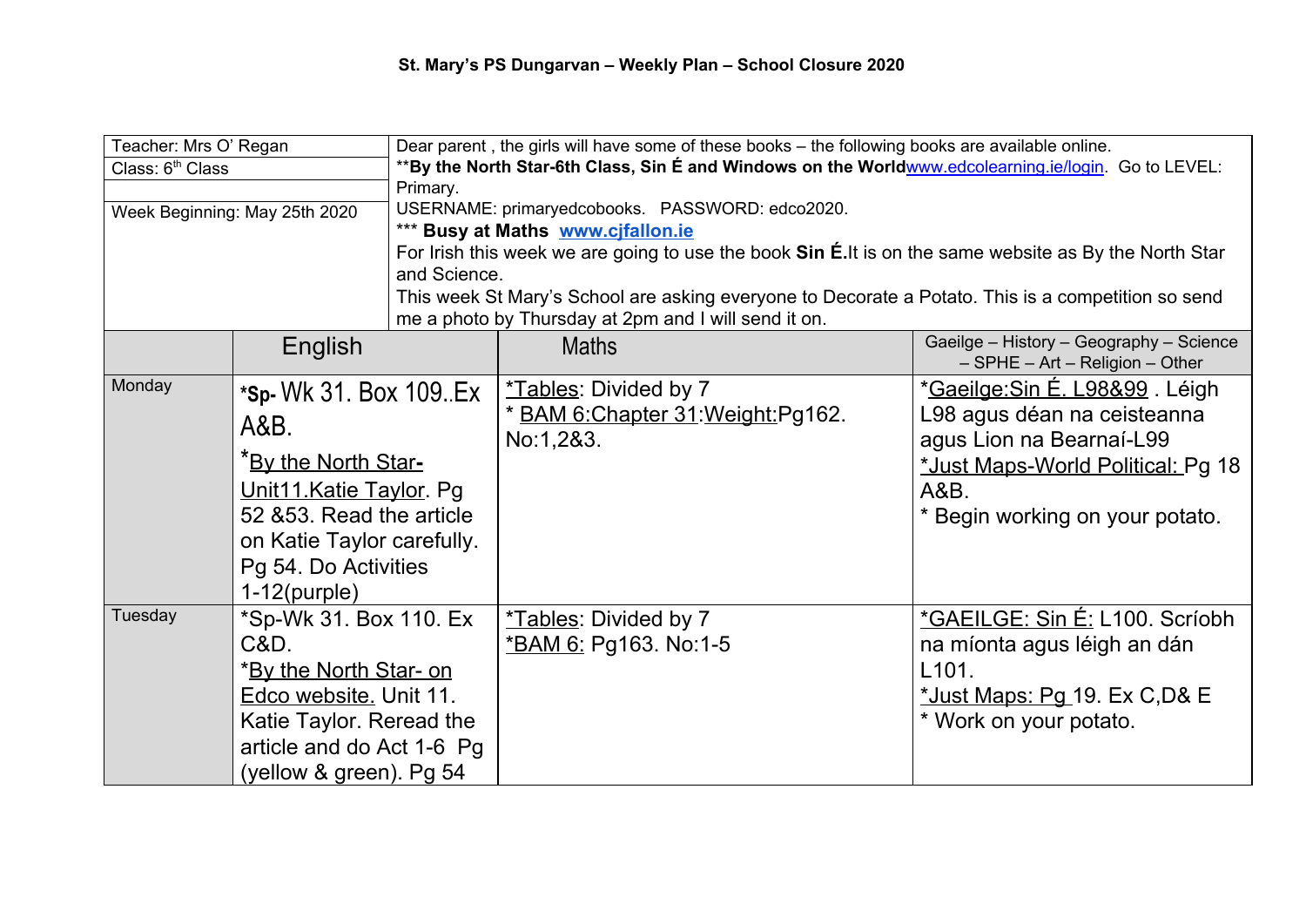**St. Mary's PS Dungarvan – Weekly Plan – School Closure 2020**

| Teacher: Mrs O' Regan<br>Class: 6th Class<br><br>Week Beginning: May 25th 2020 | Dear parent , the girls will have some of these books – the following books are available online.<br>****By the North Star-6th Class, Sin É and Windows on the World**www.edcolearning.ie/login. Go to LEVEL: Primary.<br>USERNAME: primaryedcobooks. PASSWORD: edco2020.<br>*** **Busy at Maths www.cjfallon.ie**<br>For Irish this week we are going to use the book **Sin É.**It is on the same website as By the North Star and Science.<br>This week St Mary's School are asking everyone to Decorate a Potato. This is a competition so send me a photo by Thursday at 2pm and I will send it on. | | |
|---|---|---|---|
| | English | Maths | Gaeilge – History – Geography – Science – SPHE – Art – Religion – Other |
| Monday | *Sp- Wk 31. Box 109..Ex A&B.<br>*By the North Star-Unit11.Katie Taylor. Pg 52 &53. Read the article on Katie Taylor carefully. Pg 54. Do Activities 1-12(purple) | *Tables: Divided by 7<br>* BAM 6:Chapter 31:Weight:Pg162. No:1,2&3. | *Gaeilge:Sin É. L98&99 . Léigh L98 agus déan na ceisteanna agus Lion na Bearnaí-L99<br>*Just Maps-World Political: Pg 18 A&B.<br>* Begin working on your potato. |
| Tuesday | *Sp-Wk 31. Box 110. Ex C&D.<br>*By the North Star- on Edco website. Unit 11. Katie Taylor. Reread the article and do Act 1-6 Pg (yellow & green). Pg 54 | *Tables: Divided by 7<br>*BAM 6: Pg163. No:1-5 | *GAEILGE: Sin É: L100. Scríobh na míonta agus léigh an dán L101.<br>*Just Maps: Pg 19. Ex C,D& E<br>* Work on your potato. |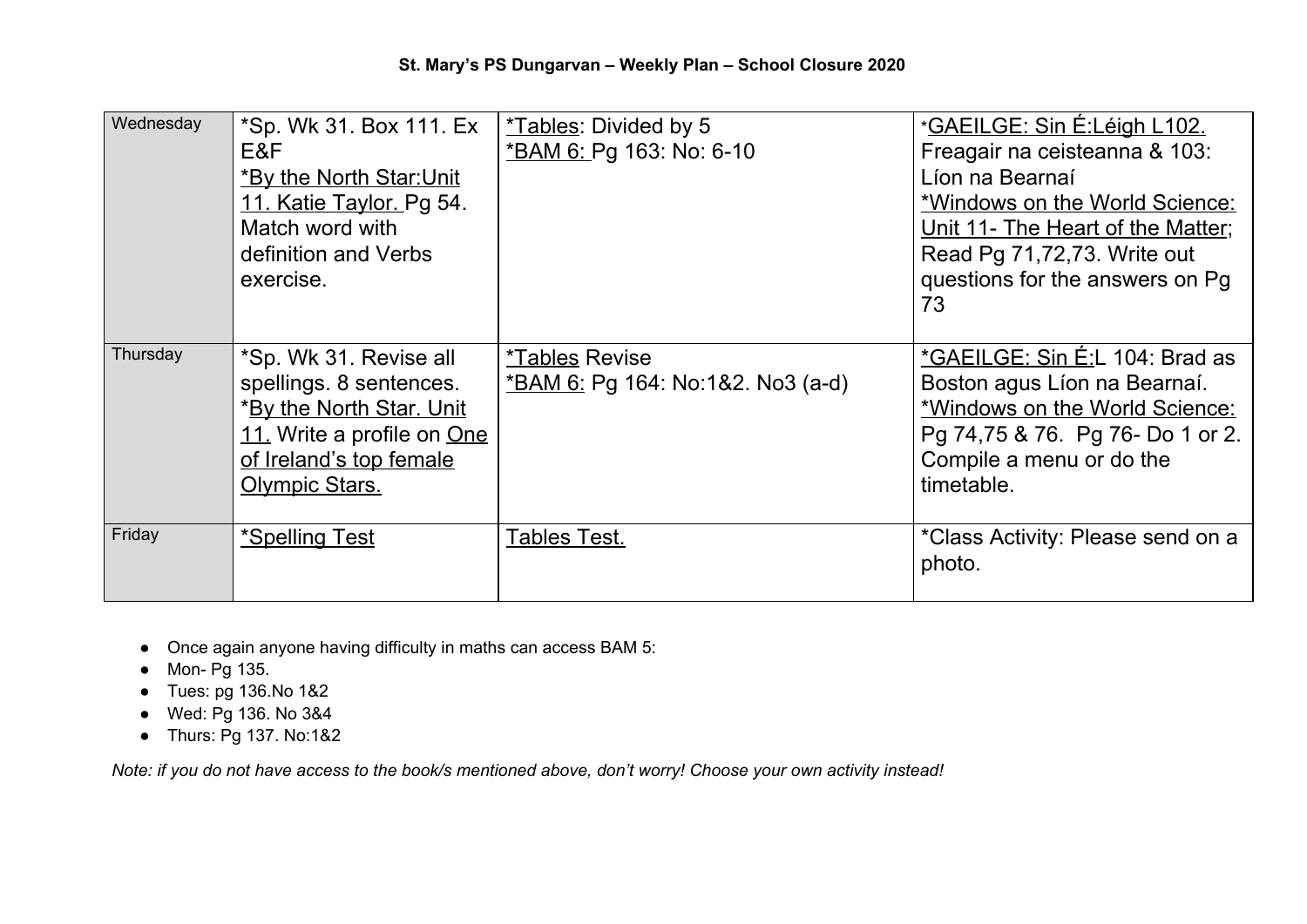**St. Mary's PS Dungarvan – Weekly Plan – School Closure 2020**

| | | | |
|---|---|---|---|
| Wednesday | *Sp. Wk 31. Box 111. Ex E&F<br>*By the North Star:Unit 11. Katie Taylor. Pg 54. Match word with definition and Verbs exercise. | *Tables: Divided by 5<br>*BAM 6: Pg 163: No: 6-10 | *GAEILGE: Sin É:Léigh L102. Freagair na ceisteanna & 103: Líon na Bearnaí<br>*Windows on the World Science: Unit 11- The Heart of the Matter; Read Pg 71,72,73. Write out questions for the answers on Pg 73 |
| Thursday | *Sp. Wk 31. Revise all spellings. 8 sentences.<br>*By the North Star. Unit 11. Write a profile on One of Ireland's top female Olympic Stars. | *Tables Revise<br>*BAM 6: Pg 164: No:1&2. No3 (a-d) | *GAEILGE: Sin É:L 104: Brad as Boston agus Líon na Bearnaí.<br>*Windows on the World Science: Pg 74,75 & 76. Pg 76- Do 1 or 2. Compile a menu or do the timetable. |
| Friday | *Spelling Test | Tables Test. | *Class Activity: Please send on a photo. |

- Once again anyone having difficulty in maths can access BAM 5:
- Mon- Pg 135.
- Tues: pg 136.No 1&2
- Wed: Pg 136. No 3&4
- Thurs: Pg 137. No:1&2

*Note: if you do not have access to the book/s mentioned above, don't worry! Choose your own activity instead!*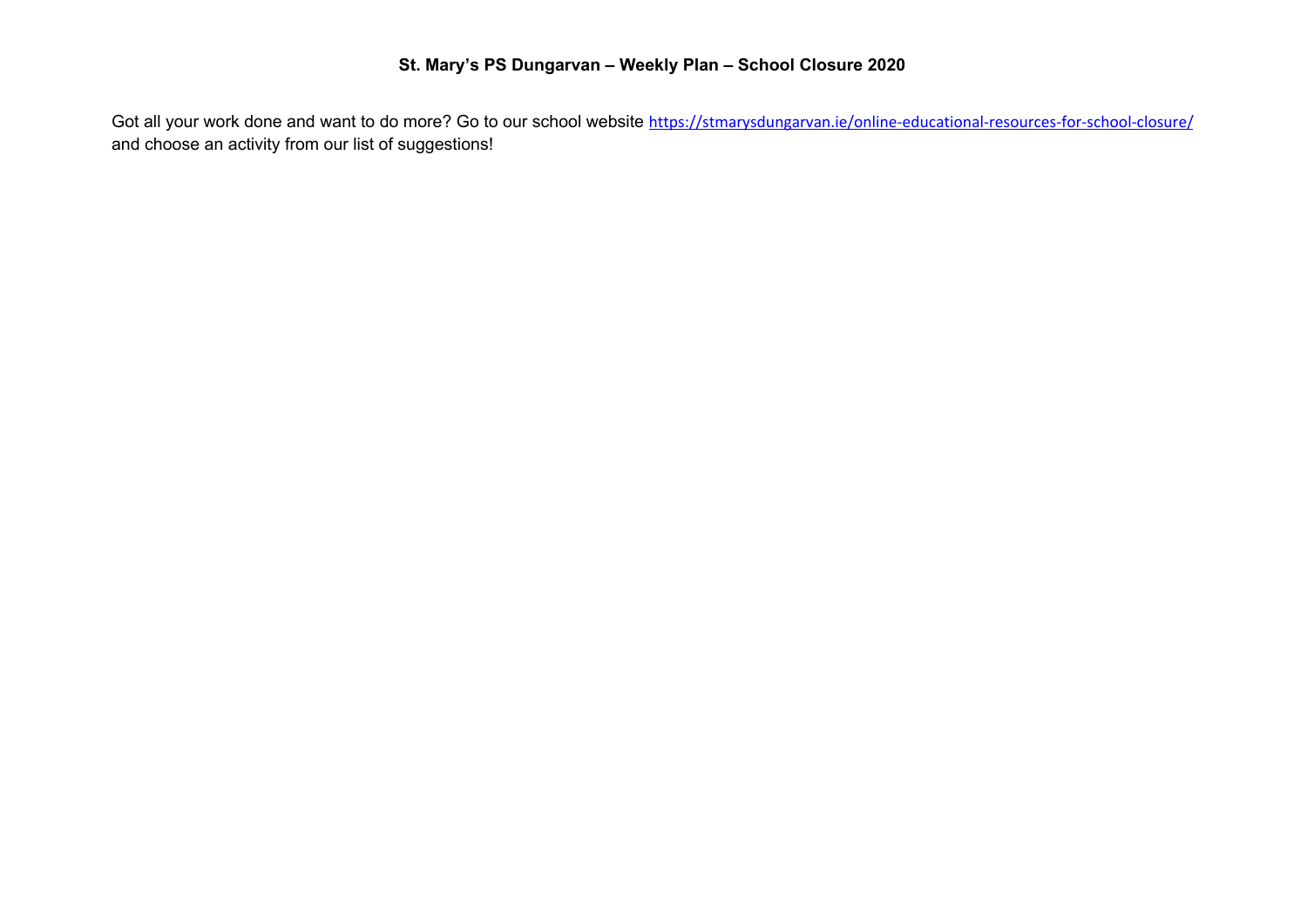**St. Mary's PS Dungarvan – Weekly Plan – School Closure 2020**

Got all your work done and want to do more? Go to our school website https://stmarysdungarvan.ie/online-educational-resources-for-school-closure/ and choose an activity from our list of suggestions!